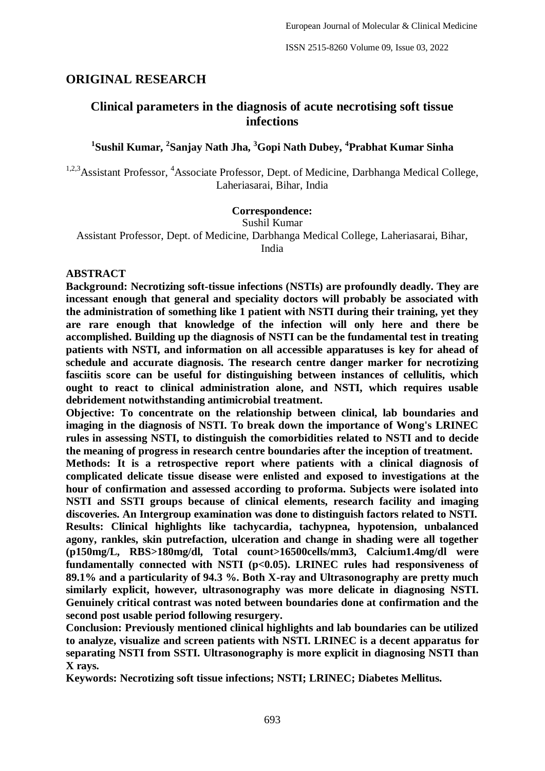## ORIGINAL RESEARCH

# Clinical parameters in the diagnosis of acute necrotising soft tissue infections

**[1]Sushil Kumar, [2]Sanjay Nath Jha, [3]Gopi Nath Dubey, [4]Prabhat Kumar Sinha**

[1,2,3]Assistant Professor, [4]Associate Professor, Dept. of Medicine, Darbhanga Medical College, Laheriasarai, Bihar, India

**Correspondence:**
Sushil Kumar
Assistant Professor, Dept. of Medicine, Darbhanga Medical College, Laheriasarai, Bihar, India

## ABSTRACT

**Background: Necrotizing soft-tissue infections (NSTIs) are profoundly deadly. They are incessant enough that general and speciality doctors will probably be associated with the administration of something like 1 patient with NSTI during their training, yet they are rare enough that knowledge of the infection will only here and there be accomplished. Building up the diagnosis of NSTI can be the fundamental test in treating patients with NSTI, and information on all accessible apparatuses is key for ahead of schedule and accurate diagnosis. The research centre danger marker for necrotizing fasciitis score can be useful for distinguishing between instances of cellulitis, which ought to react to clinical administration alone, and NSTI, which requires usable debridement notwithstanding antimicrobial treatment.**

**Objective: To concentrate on the relationship between clinical, lab boundaries and imaging in the diagnosis of NSTI. To break down the importance of Wong's LRINEC rules in assessing NSTI, to distinguish the comorbidities related to NSTI and to decide the meaning of progress in research centre boundaries after the inception of treatment.**

**Methods: It is a retrospective report where patients with a clinical diagnosis of complicated delicate tissue disease were enlisted and exposed to investigations at the hour of confirmation and assessed according to proforma. Subjects were isolated into NSTI and SSTI groups because of clinical elements, research facility and imaging discoveries. An Intergroup examination was done to distinguish factors related to NSTI.**

**Results: Clinical highlights like tachycardia, tachypnea, hypotension, unbalanced agony, rankles, skin putrefaction, ulceration and change in shading were all together (p150mg/L, RBS>180mg/dl, Total count>16500cells/mm3, Calcium1.4mg/dl were fundamentally connected with NSTI ($p<0.05$). LRINEC rules had responsiveness of 89.1% and a particularity of 94.3 %. Both X-ray and Ultrasonography are pretty much similarly explicit, however, ultrasonography was more delicate in diagnosing NSTI. Genuinely critical contrast was noted between boundaries done at confirmation and the second post usable period following resurgery.**

**Conclusion: Previously mentioned clinical highlights and lab boundaries can be utilized to analyze, visualize and screen patients with NSTI. LRINEC is a decent apparatus for separating NSTI from SSTI. Ultrasonography is more explicit in diagnosing NSTI than X rays.**

**Keywords: Necrotizing soft tissue infections; NSTI; LRINEC; Diabetes Mellitus.**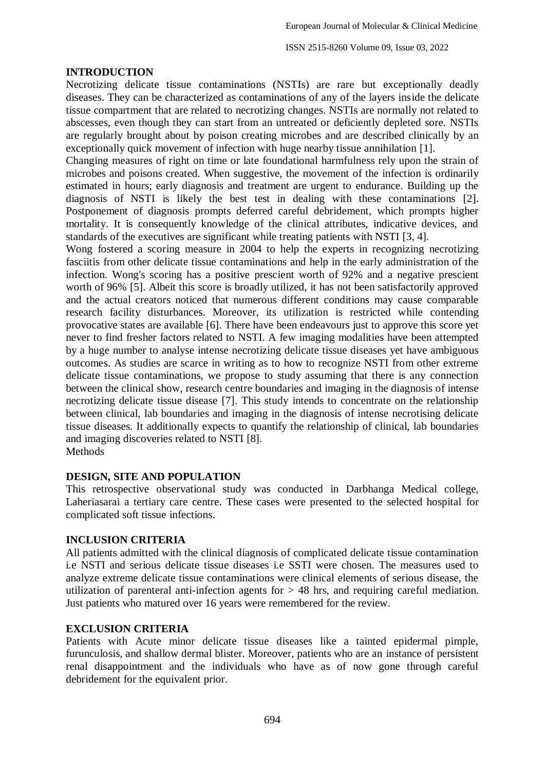## INTRODUCTION

Necrotizing delicate tissue contaminations (NSTIs) are rare but exceptionally deadly diseases. They can be characterized as contaminations of any of the layers inside the delicate tissue compartment that are related to necrotizing changes. NSTIs are normally not related to abscesses, even though they can start from an untreated or deficiently depleted sore. NSTIs are regularly brought about by poison creating microbes and are described clinically by an exceptionally quick movement of infection with huge nearby tissue annihilation [1].

Changing measures of right on time or late foundational harmfulness rely upon the strain of microbes and poisons created. When suggestive, the movement of the infection is ordinarily estimated in hours; early diagnosis and treatment are urgent to endurance. Building up the diagnosis of NSTI is likely the best test in dealing with these contaminations [2]. Postponement of diagnosis prompts deferred careful debridement, which prompts higher mortality. It is consequently knowledge of the clinical attributes, indicative devices, and standards of the executives are significant while treating patients with NSTI [3, 4].

Wong fostered a scoring measure in 2004 to help the experts in recognizing necrotizing fasciitis from other delicate tissue contaminations and help in the early administration of the infection. Wong's scoring has a positive prescient worth of 92% and a negative prescient worth of 96% [5]. Albeit this score is broadly utilized, it has not been satisfactorily approved and the actual creators noticed that numerous different conditions may cause comparable research facility disturbances. Moreover, its utilization is restricted while contending provocative states are available [6]. There have been endeavours just to approve this score yet never to find fresher factors related to NSTI. A few imaging modalities have been attempted by a huge number to analyse intense necrotizing delicate tissue diseases yet have ambiguous outcomes. As studies are scarce in writing as to how to recognize NSTI from other extreme delicate tissue contaminations, we propose to study assuming that there is any connection between the clinical show, research centre boundaries and imaging in the diagnosis of intense necrotizing delicate tissue disease [7]. This study intends to concentrate on the relationship between clinical, lab boundaries and imaging in the diagnosis of intense necrotising delicate tissue diseases. It additionally expects to quantify the relationship of clinical, lab boundaries and imaging discoveries related to NSTI [8].

Methods

## DESIGN, SITE AND POPULATION

This retrospective observational study was conducted in Darbhanga Medical college, Laheriasarai a tertiary care centre. These cases were presented to the selected hospital for complicated soft tissue infections.

## INCLUSION CRITERIA

All patients admitted with the clinical diagnosis of complicated delicate tissue contamination i.e NSTI and serious delicate tissue diseases i.e SSTI were chosen. The measures used to analyze extreme delicate tissue contaminations were clinical elements of serious disease, the utilization of parenteral anti-infection agents for > 48 hrs, and requiring careful mediation. Just patients who matured over 16 years were remembered for the review.

## EXCLUSION CRITERIA

Patients with Acute minor delicate tissue diseases like a tainted epidermal pimple, furunculosis, and shallow dermal blister. Moreover, patients who are an instance of persistent renal disappointment and the individuals who have as of now gone through careful debridement for the equivalent prior.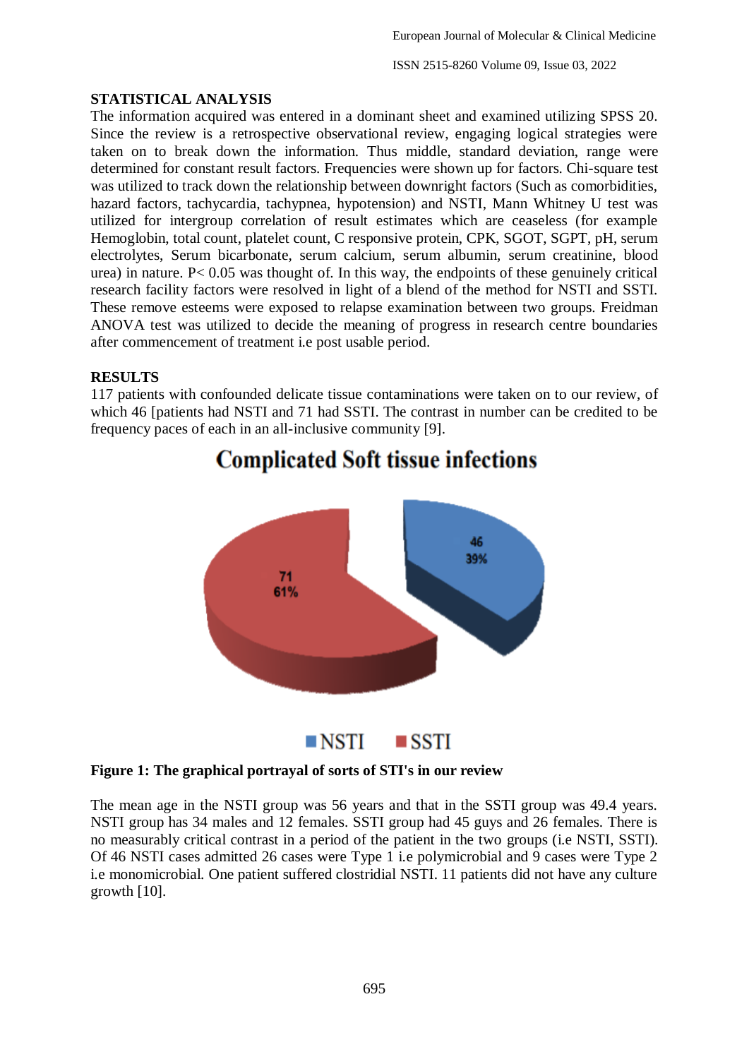## STATISTICAL ANALYSIS

The information acquired was entered in a dominant sheet and examined utilizing SPSS 20. Since the review is a retrospective observational review, engaging logical strategies were taken on to break down the information. Thus middle, standard deviation, range were determined for constant result factors. Frequencies were shown up for factors. Chi-square test was utilized to track down the relationship between downright factors (Such as comorbidities, hazard factors, tachycardia, tachypnea, hypotension) and NSTI, Mann Whitney U test was utilized for intergroup correlation of result estimates which are ceaseless (for example Hemoglobin, total count, platelet count, C responsive protein, CPK, SGOT, SGPT, pH, serum electrolytes, Serum bicarbonate, serum calcium, serum albumin, serum creatinine, blood urea) in nature. P< 0.05 was thought of. In this way, the endpoints of these genuinely critical research facility factors were resolved in light of a blend of the method for NSTI and SSTI. These remove esteems were exposed to relapse examination between two groups. Freidman ANOVA test was utilized to decide the meaning of progress in research centre boundaries after commencement of treatment i.e post usable period.

## RESULTS

117 patients with confounded delicate tissue contaminations were taken on to our review, of which 46 [patients had NSTI and 71 had SSTI. The contrast in number can be credited to be frequency paces of each in an all-inclusive community [9].

**Complicated Soft tissue infections**

| Type | Number | Percentage |
|---|---|---|
| NSTI | 46 | 39% |
| SSTI | 71 | 61% |

**Figure 1: The graphical portrayal of sorts of STI's in our review**

The mean age in the NSTI group was 56 years and that in the SSTI group was 49.4 years. NSTI group has 34 males and 12 females. SSTI group had 45 guys and 26 females. There is no measurably critical contrast in a period of the patient in the two groups (i.e NSTI, SSTI). Of 46 NSTI cases admitted 26 cases were Type 1 i.e polymicrobial and 9 cases were Type 2 i.e monomicrobial. One patient suffered clostridial NSTI. 11 patients did not have any culture growth [10].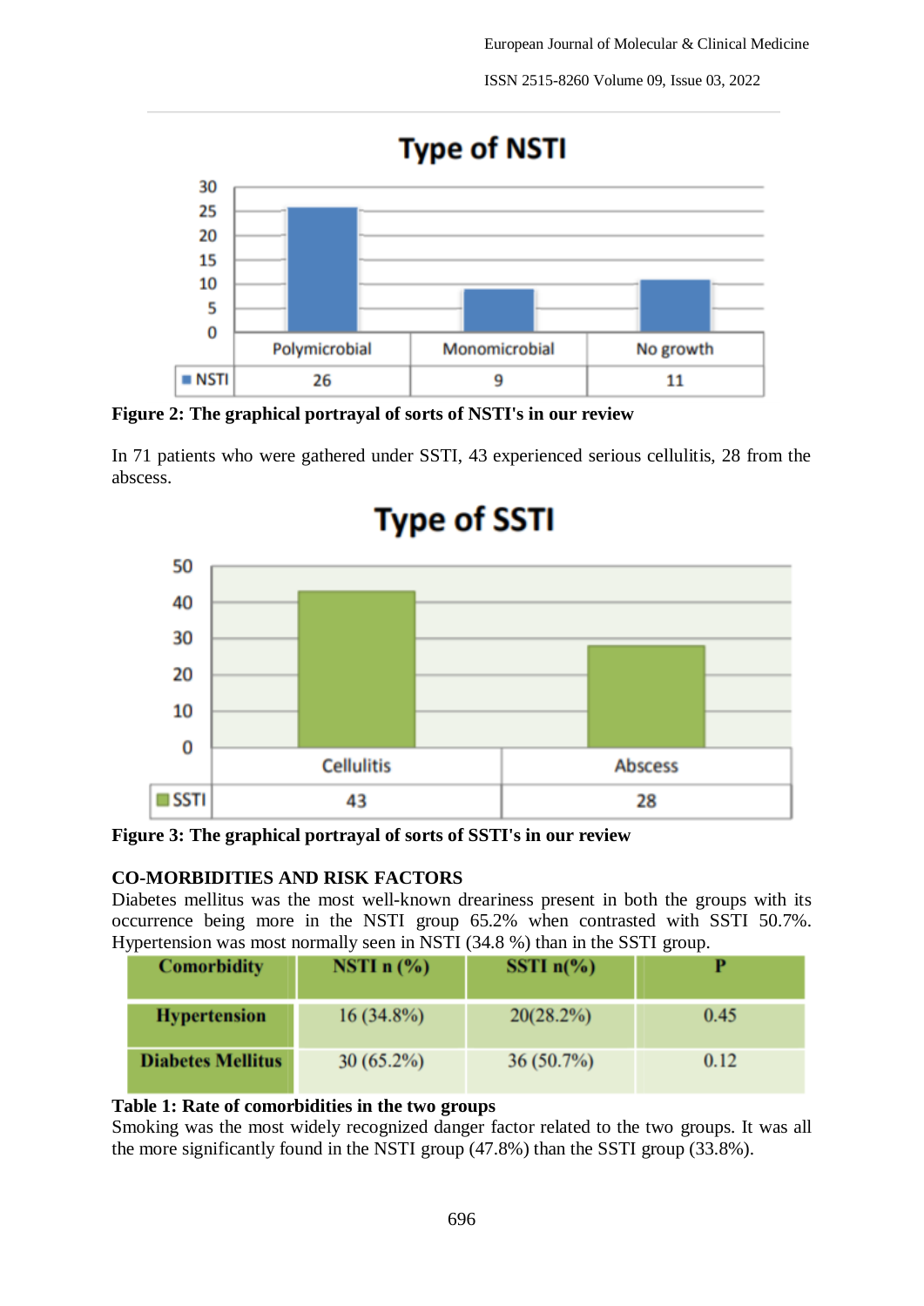**Type of NSTI**

| | Polymicrobial | Monomicrobial | No growth |
|---|---|---|---|
| NSTI | 26 | 9 | 11 |

**Figure 2: The graphical portrayal of sorts of NSTI's in our review**

In 71 patients who were gathered under SSTI, 43 experienced serious cellulitis, 28 from the abscess.

**Type of SSTI**

| | Cellulitis | Abscess |
|---|---|---|
| SSTI | 43 | 28 |

**Figure 3: The graphical portrayal of sorts of SSTI's in our review**

### CO-MORBIDITIES AND RISK FACTORS

Diabetes mellitus was the most well-known dreariness present in both the groups with its occurrence being more in the NSTI group 65.2% when contrasted with SSTI 50.7%. Hypertension was most normally seen in NSTI (34.8 %) than in the SSTI group.

| Comorbidity | NSTI n (%) | SSTI n(%) | P |
|---|---|---|---|
| Hypertension | 16 (34.8%) | 20(28.2%) | 0.45 |
| Diabetes Mellitus | 30 (65.2%) | 36 (50.7%) | 0.12 |

**Table 1: Rate of comorbidities in the two groups**

Smoking was the most widely recognized danger factor related to the two groups. It was all the more significantly found in the NSTI group (47.8%) than the SSTI group (33.8%).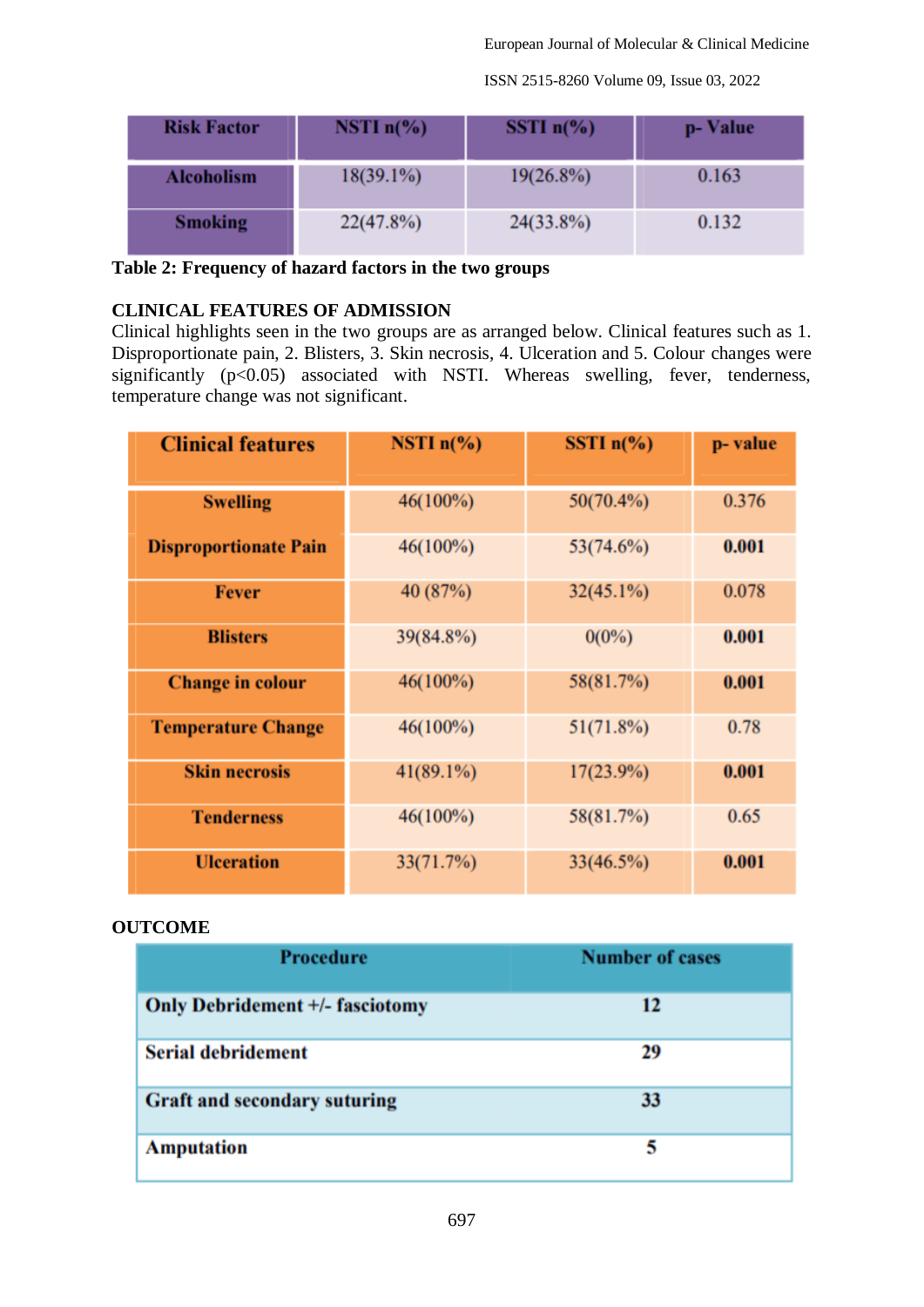| Risk Factor | NSTI n(%) | SSTI n(%) | p- Value |
|---|---|---|---|
| Alcoholism | 18(39.1%) | 19(26.8%) | 0.163 |
| Smoking | 22(47.8%) | 24(33.8%) | 0.132 |

**Table 2: Frequency of hazard factors in the two groups**

## CLINICAL FEATURES OF ADMISSION

Clinical highlights seen in the two groups are as arranged below. Clinical features such as 1. Disproportionate pain, 2. Blisters, 3. Skin necrosis, 4. Ulceration and 5. Colour changes were significantly ($p<0.05$) associated with NSTI. Whereas swelling, fever, tenderness, temperature change was not significant.

| Clinical features | NSTI n(%) | SSTI n(%) | p- value |
|---|---|---|---|
| Swelling | 46(100%) | 50(70.4%) | 0.376 |
| Disproportionate Pain | 46(100%) | 53(74.6%) | **0.001** |
| Fever | 40 (87%) | 32(45.1%) | 0.078 |
| Blisters | 39(84.8%) | 0(0%) | **0.001** |
| Change in colour | 46(100%) | 58(81.7%) | **0.001** |
| Temperature Change | 46(100%) | 51(71.8%) | 0.78 |
| Skin necrosis | 41(89.1%) | 17(23.9%) | **0.001** |
| Tenderness | 46(100%) | 58(81.7%) | 0.65 |
| Ulceration | 33(71.7%) | 33(46.5%) | **0.001** |

## OUTCOME

| Procedure | Number of cases |
|---|---|
| Only Debridement +/- fasciotomy | 12 |
| Serial debridement | 29 |
| Graft and secondary suturing | 33 |
| Amputation | 5 |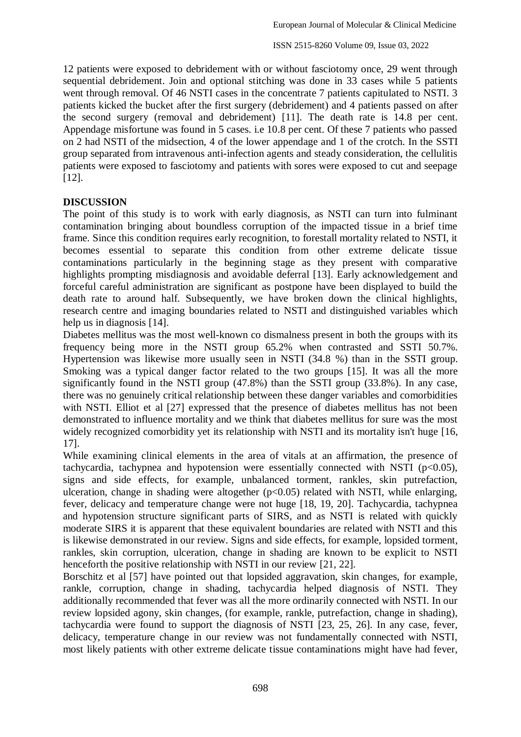12 patients were exposed to debridement with or without fasciotomy once, 29 went through sequential debridement. Join and optional stitching was done in 33 cases while 5 patients went through removal. Of 46 NSTI cases in the concentrate 7 patients capitulated to NSTI. 3 patients kicked the bucket after the first surgery (debridement) and 4 patients passed on after the second surgery (removal and debridement) [11]. The death rate is 14.8 per cent. Appendage misfortune was found in 5 cases. i.e 10.8 per cent. Of these 7 patients who passed on 2 had NSTI of the midsection, 4 of the lower appendage and 1 of the crotch. In the SSTI group separated from intravenous anti-infection agents and steady consideration, the cellulitis patients were exposed to fasciotomy and patients with sores were exposed to cut and seepage [12].

## DISCUSSION

The point of this study is to work with early diagnosis, as NSTI can turn into fulminant contamination bringing about boundless corruption of the impacted tissue in a brief time frame. Since this condition requires early recognition, to forestall mortality related to NSTI, it becomes essential to separate this condition from other extreme delicate tissue contaminations particularly in the beginning stage as they present with comparative highlights prompting misdiagnosis and avoidable deferral [13]. Early acknowledgement and forceful careful administration are significant as postpone have been displayed to build the death rate to around half. Subsequently, we have broken down the clinical highlights, research centre and imaging boundaries related to NSTI and distinguished variables which help us in diagnosis [14].

Diabetes mellitus was the most well-known co dismalness present in both the groups with its frequency being more in the NSTI group 65.2% when contrasted and SSTI 50.7%. Hypertension was likewise more usually seen in NSTI (34.8 %) than in the SSTI group. Smoking was a typical danger factor related to the two groups [15]. It was all the more significantly found in the NSTI group (47.8%) than the SSTI group (33.8%). In any case, there was no genuinely critical relationship between these danger variables and comorbidities with NSTI. Elliot et al [27] expressed that the presence of diabetes mellitus has not been demonstrated to influence mortality and we think that diabetes mellitus for sure was the most widely recognized comorbidity yet its relationship with NSTI and its mortality isn't huge [16, 17].

While examining clinical elements in the area of vitals at an affirmation, the presence of tachycardia, tachypnea and hypotension were essentially connected with NSTI ($p<0.05$), signs and side effects, for example, unbalanced torment, rankles, skin putrefaction, ulceration, change in shading were altogether ($p<0.05$) related with NSTI, while enlarging, fever, delicacy and temperature change were not huge [18, 19, 20]. Tachycardia, tachypnea and hypotension structure significant parts of SIRS, and as NSTI is related with quickly moderate SIRS it is apparent that these equivalent boundaries are related with NSTI and this is likewise demonstrated in our review. Signs and side effects, for example, lopsided torment, rankles, skin corruption, ulceration, change in shading are known to be explicit to NSTI henceforth the positive relationship with NSTI in our review [21, 22].

Borschitz et al [57] have pointed out that lopsided aggravation, skin changes, for example, rankle, corruption, change in shading, tachycardia helped diagnosis of NSTI. They additionally recommended that fever was all the more ordinarily connected with NSTI. In our review lopsided agony, skin changes, (for example, rankle, putrefaction, change in shading), tachycardia were found to support the diagnosis of NSTI [23, 25, 26]. In any case, fever, delicacy, temperature change in our review was not fundamentally connected with NSTI, most likely patients with other extreme delicate tissue contaminations might have had fever,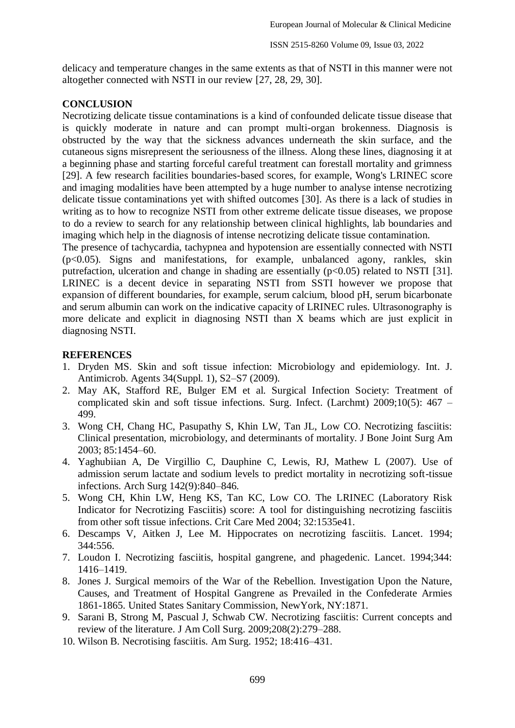delicacy and temperature changes in the same extents as that of NSTI in this manner were not altogether connected with NSTI in our review [27, 28, 29, 30].

## CONCLUSION

Necrotizing delicate tissue contaminations is a kind of confounded delicate tissue disease that is quickly moderate in nature and can prompt multi-organ brokenness. Diagnosis is obstructed by the way that the sickness advances underneath the skin surface, and the cutaneous signs misrepresent the seriousness of the illness. Along these lines, diagnosing it at a beginning phase and starting forceful careful treatment can forestall mortality and grimness [29]. A few research facilities boundaries-based scores, for example, Wong's LRINEC score and imaging modalities have been attempted by a huge number to analyse intense necrotizing delicate tissue contaminations yet with shifted outcomes [30]. As there is a lack of studies in writing as to how to recognize NSTI from other extreme delicate tissue diseases, we propose to do a review to search for any relationship between clinical highlights, lab boundaries and imaging which help in the diagnosis of intense necrotizing delicate tissue contamination.

The presence of tachycardia, tachypnea and hypotension are essentially connected with NSTI ($p<0.05$). Signs and manifestations, for example, unbalanced agony, rankles, skin putrefaction, ulceration and change in shading are essentially ($p<0.05$) related to NSTI [31]. LRINEC is a decent device in separating NSTI from SSTI however we propose that expansion of different boundaries, for example, serum calcium, blood pH, serum bicarbonate and serum albumin can work on the indicative capacity of LRINEC rules. Ultrasonography is more delicate and explicit in diagnosing NSTI than X beams which are just explicit in diagnosing NSTI.

## REFERENCES

1. Dryden MS. Skin and soft tissue infection: Microbiology and epidemiology. Int. J. Antimicrob. Agents 34(Suppl. 1), S2–S7 (2009).
2. May AK, Stafford RE, Bulger EM et al. Surgical Infection Society: Treatment of complicated skin and soft tissue infections. Surg. Infect. (Larchmt) 2009;10(5): 467 – 499.
3. Wong CH, Chang HC, Pasupathy S, Khin LW, Tan JL, Low CO. Necrotizing fasciitis: Clinical presentation, microbiology, and determinants of mortality. J Bone Joint Surg Am 2003; 85:1454–60.
4. Yaghubiian A, De Virgillio C, Dauphine C, Lewis, RJ, Mathew L (2007). Use of admission serum lactate and sodium levels to predict mortality in necrotizing soft-tissue infections. Arch Surg 142(9):840–846.
5. Wong CH, Khin LW, Heng KS, Tan KC, Low CO. The LRINEC (Laboratory Risk Indicator for Necrotizing Fasciitis) score: A tool for distinguishing necrotizing fasciitis from other soft tissue infections. Crit Care Med 2004; 32:1535e41.
6. Descamps V, Aitken J, Lee M. Hippocrates on necrotizing fasciitis. Lancet. 1994; 344:556.
7. Loudon I. Necrotizing fasciitis, hospital gangrene, and phagedenic. Lancet. 1994;344: 1416–1419.
8. Jones J. Surgical memoirs of the War of the Rebellion. Investigation Upon the Nature, Causes, and Treatment of Hospital Gangrene as Prevailed in the Confederate Armies 1861-1865. United States Sanitary Commission, NewYork, NY:1871.
9. Sarani B, Strong M, Pascual J, Schwab CW. Necrotizing fasciitis: Current concepts and review of the literature. J Am Coll Surg. 2009;208(2):279–288.
10. Wilson B. Necrotising fasciitis. Am Surg. 1952; 18:416–431.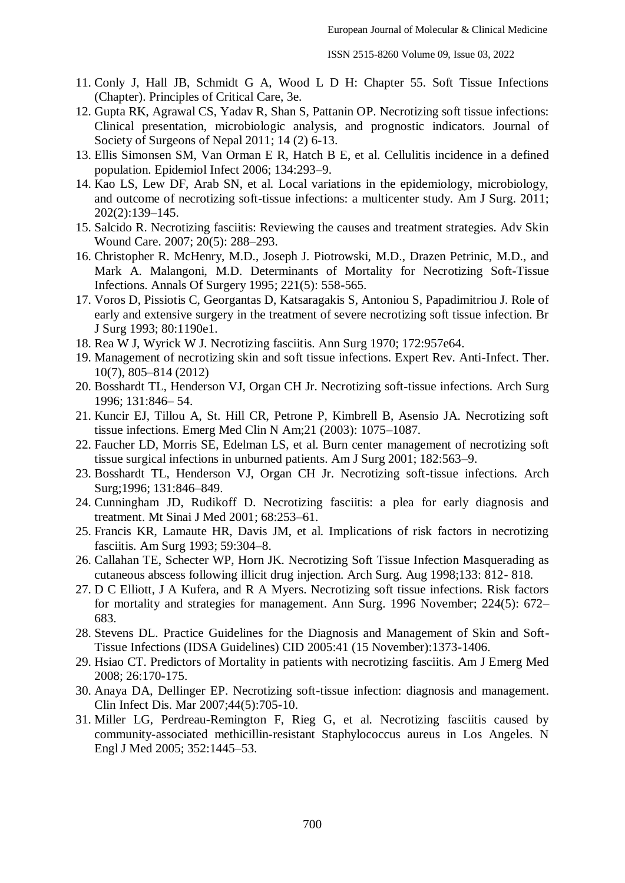11. Conly J, Hall JB, Schmidt G A, Wood L D H: Chapter 55. Soft Tissue Infections (Chapter). Principles of Critical Care, 3e.
12. Gupta RK, Agrawal CS, Yadav R, Shan S, Pattanin OP. Necrotizing soft tissue infections: Clinical presentation, microbiologic analysis, and prognostic indicators. Journal of Society of Surgeons of Nepal 2011; 14 (2) 6-13.
13. Ellis Simonsen SM, Van Orman E R, Hatch B E, et al. Cellulitis incidence in a defined population. Epidemiol Infect 2006; 134:293–9.
14. Kao LS, Lew DF, Arab SN, et al. Local variations in the epidemiology, microbiology, and outcome of necrotizing soft-tissue infections: a multicenter study. Am J Surg. 2011; 202(2):139–145.
15. Salcido R. Necrotizing fasciitis: Reviewing the causes and treatment strategies. Adv Skin Wound Care. 2007; 20(5): 288–293.
16. Christopher R. McHenry, M.D., Joseph J. Piotrowski, M.D., Drazen Petrinic, M.D., and Mark A. Malangoni, M.D. Determinants of Mortality for Necrotizing Soft-Tissue Infections. Annals Of Surgery 1995; 221(5): 558-565.
17. Voros D, Pissiotis C, Georgantas D, Katsaragakis S, Antoniou S, Papadimitriou J. Role of early and extensive surgery in the treatment of severe necrotizing soft tissue infection. Br J Surg 1993; 80:1190e1.
18. Rea W J, Wyrick W J. Necrotizing fasciitis. Ann Surg 1970; 172:957e64.
19. Management of necrotizing skin and soft tissue infections. Expert Rev. Anti-Infect. Ther. 10(7), 805–814 (2012)
20. Bosshardt TL, Henderson VJ, Organ CH Jr. Necrotizing soft-tissue infections. Arch Surg 1996; 131:846– 54.
21. Kuncir EJ, Tillou A, St. Hill CR, Petrone P, Kimbrell B, Asensio JA. Necrotizing soft tissue infections. Emerg Med Clin N Am;21 (2003): 1075–1087.
22. Faucher LD, Morris SE, Edelman LS, et al. Burn center management of necrotizing soft tissue surgical infections in unburned patients. Am J Surg 2001; 182:563–9.
23. Bosshardt TL, Henderson VJ, Organ CH Jr. Necrotizing soft-tissue infections. Arch Surg;1996; 131:846–849.
24. Cunningham JD, Rudikoff D. Necrotizing fasciitis: a plea for early diagnosis and treatment. Mt Sinai J Med 2001; 68:253–61.
25. Francis KR, Lamaute HR, Davis JM, et al. Implications of risk factors in necrotizing fasciitis. Am Surg 1993; 59:304–8.
26. Callahan TE, Schecter WP, Horn JK. Necrotizing Soft Tissue Infection Masquerading as cutaneous abscess following illicit drug injection. Arch Surg. Aug 1998;133: 812- 818.
27. D C Elliott, J A Kufera, and R A Myers. Necrotizing soft tissue infections. Risk factors for mortality and strategies for management. Ann Surg. 1996 November; 224(5): 672–683.
28. Stevens DL. Practice Guidelines for the Diagnosis and Management of Skin and Soft-Tissue Infections (IDSA Guidelines) CID 2005:41 (15 November):1373-1406.
29. Hsiao CT. Predictors of Mortality in patients with necrotizing fasciitis. Am J Emerg Med 2008; 26:170-175.
30. Anaya DA, Dellinger EP. Necrotizing soft-tissue infection: diagnosis and management. Clin Infect Dis. Mar 2007;44(5):705-10.
31. Miller LG, Perdreau-Remington F, Rieg G, et al. Necrotizing fasciitis caused by community-associated methicillin-resistant Staphylococcus aureus in Los Angeles. N Engl J Med 2005; 352:1445–53.